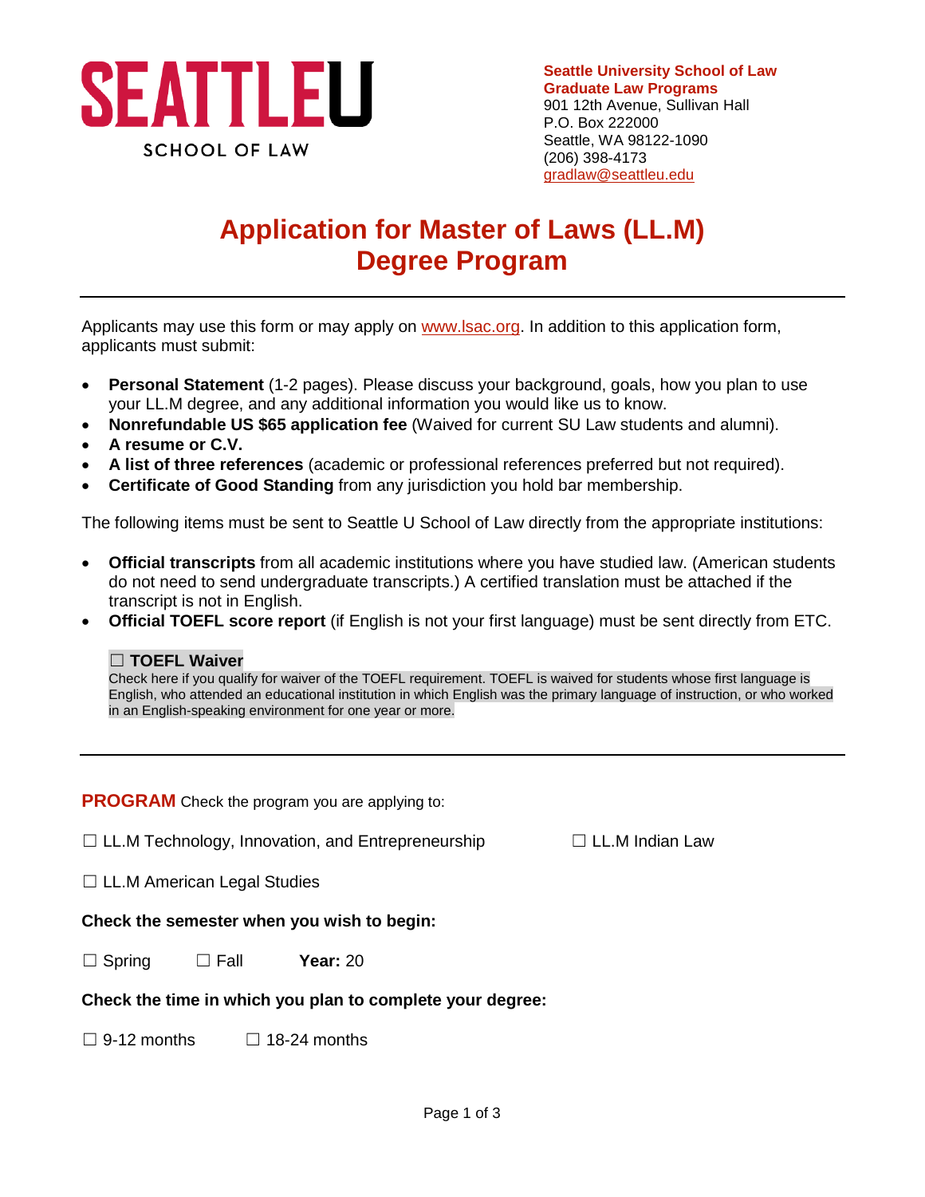**SEATTLEU**
SCHOOL OF LAW

**Seattle University School of Law**
**Graduate Law Programs**
901 12th Avenue, Sullivan Hall
P.O. Box 222000
Seattle, WA 98122-1090
(206) 398-4173
gradlaw@seattleu.edu

# Application for Master of Laws (LL.M) Degree Program

---

Applicants may use this form or may apply on www.lsac.org. In addition to this application form, applicants must submit:

- **Personal Statement** (1-2 pages). Please discuss your background, goals, how you plan to use your LL.M degree, and any additional information you would like us to know.
- **Nonrefundable US $65 application fee** (Waived for current SU Law students and alumni).
- **A resume or C.V.**
- **A list of three references** (academic or professional references preferred but not required).
- **Certificate of Good Standing** from any jurisdiction you hold bar membership.

The following items must be sent to Seattle U School of Law directly from the appropriate institutions:

- **Official transcripts** from all academic institutions where you have studied law. (American students do not need to send undergraduate transcripts.) A certified translation must be attached if the transcript is not in English.
- **Official TOEFL score report** (if English is not your first language) must be sent directly from ETC.

☐ **TOEFL Waiver**
Check here if you qualify for waiver of the TOEFL requirement. TOEFL is waived for students whose first language is English, who attended an educational institution in which English was the primary language of instruction, or who worked in an English-speaking environment for one year or more.

---

**PROGRAM** Check the program you are applying to:

☐ LL.M Technology, Innovation, and Entrepreneurship ☐ LL.M Indian Law

☐ LL.M American Legal Studies

**Check the semester when you wish to begin:**

☐ Spring ☐ Fall **Year:** 20

**Check the time in which you plan to complete your degree:**

☐ 9-12 months ☐ 18-24 months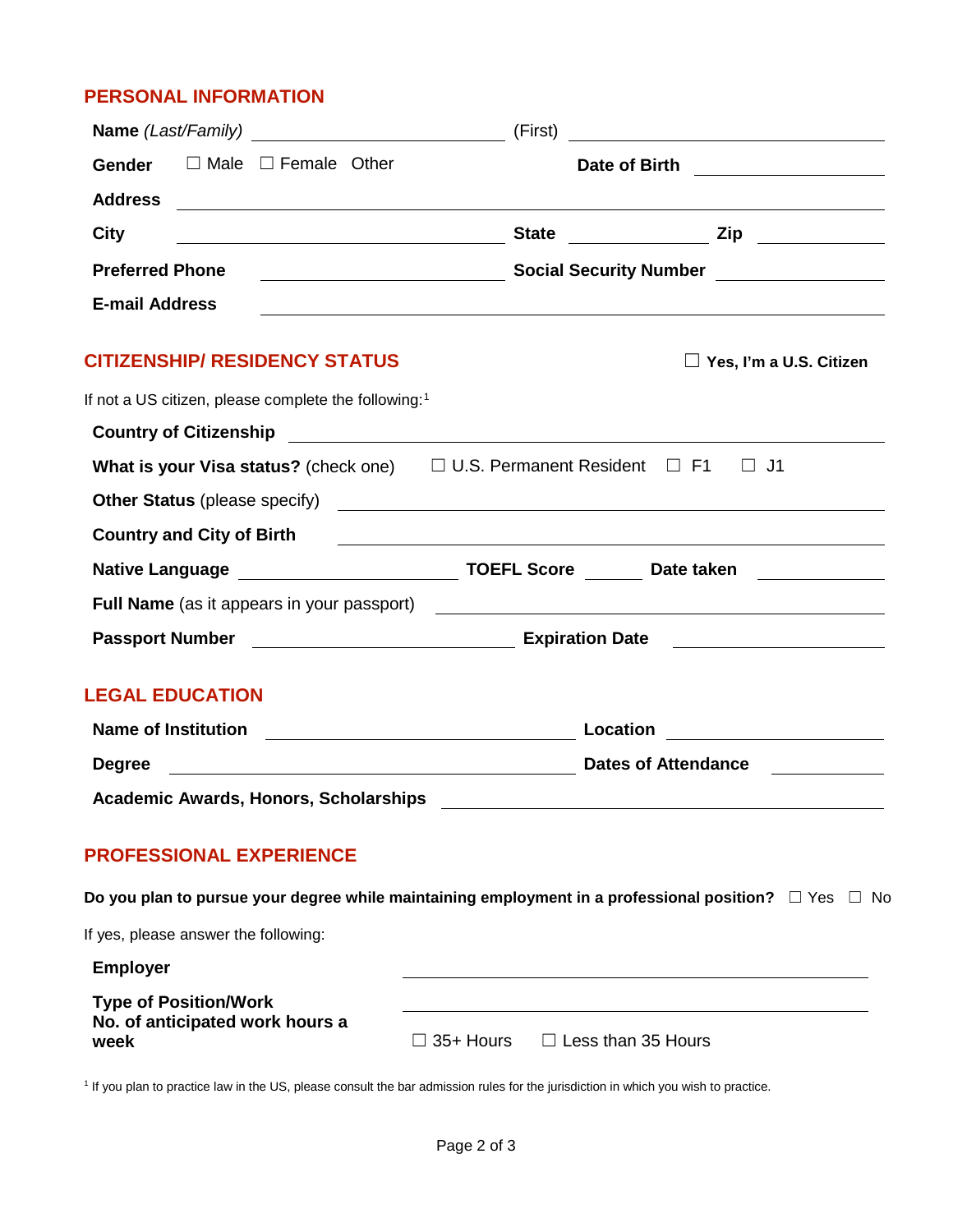## PERSONAL INFORMATION

**Name** *(Last/Family)* \_\_\_\_\_\_\_\_\_\_\_\_\_\_\_\_\_\_\_\_ (First) \_\_\_\_\_\_\_\_\_\_\_\_\_\_\_\_\_\_\_\_

**Gender** ☐ Male ☐ Female Other **Date of Birth** \_\_\_\_\_\_\_\_\_\_\_\_

**Address** \_\_\_\_\_\_\_\_\_\_\_\_\_\_\_\_\_\_\_\_\_\_\_\_\_\_\_\_\_\_\_\_\_\_\_\_\_\_\_\_

**City** \_\_\_\_\_\_\_\_\_\_\_\_\_\_\_\_\_\_\_\_ **State** \_\_\_\_\_\_\_\_\_\_ **Zip** \_\_\_\_\_\_\_\_\_\_

**Preferred Phone** \_\_\_\_\_\_\_\_\_\_\_\_\_\_\_\_\_\_\_\_ **Social Security Number** \_\_\_\_\_\_\_\_\_\_\_\_

**E-mail Address** \_\_\_\_\_\_\_\_\_\_\_\_\_\_\_\_\_\_\_\_\_\_\_\_\_\_\_\_\_\_\_\_\_\_\_\_\_\_\_\_

## CITIZENSHIP/ RESIDENCY STATUS

☐ **Yes, I'm a U.S. Citizen**

If not a US citizen, please complete the following:[1]

**Country of Citizenship** \_\_\_\_\_\_\_\_\_\_\_\_\_\_\_\_\_\_\_\_\_\_\_\_\_\_\_\_\_\_\_\_\_\_\_\_\_\_\_\_

**What is your Visa status?** (check one) ☐ U.S. Permanent Resident ☐ F1 ☐ J1

**Other Status** (please specify) \_\_\_\_\_\_\_\_\_\_\_\_\_\_\_\_\_\_\_\_\_\_\_\_\_\_\_\_\_\_\_\_\_\_\_\_\_\_\_\_

**Country and City of Birth** \_\_\_\_\_\_\_\_\_\_\_\_\_\_\_\_\_\_\_\_\_\_\_\_\_\_\_\_\_\_\_\_\_\_\_\_\_\_\_\_

**Native Language** \_\_\_\_\_\_\_\_\_\_\_\_\_\_\_\_\_\_\_\_ **TOEFL Score** \_\_\_\_\_\_ **Date taken** \_\_\_\_\_\_\_\_\_\_\_\_

**Full Name** (as it appears in your passport) \_\_\_\_\_\_\_\_\_\_\_\_\_\_\_\_\_\_\_\_\_\_\_\_\_\_\_\_\_\_\_\_\_\_\_\_\_\_\_\_

**Passport Number** \_\_\_\_\_\_\_\_\_\_\_\_\_\_\_\_\_\_\_\_ **Expiration Date** \_\_\_\_\_\_\_\_\_\_\_\_

## LEGAL EDUCATION

**Name of Institution** \_\_\_\_\_\_\_\_\_\_\_\_\_\_\_\_\_\_\_\_ **Location** \_\_\_\_\_\_\_\_\_\_\_\_

**Degree** \_\_\_\_\_\_\_\_\_\_\_\_\_\_\_\_\_\_\_\_ **Dates of Attendance** \_\_\_\_\_\_\_\_\_\_\_\_

**Academic Awards, Honors, Scholarships** \_\_\_\_\_\_\_\_\_\_\_\_\_\_\_\_\_\_\_\_\_\_\_\_\_\_\_\_\_\_\_\_\_\_\_\_\_\_\_\_

## PROFESSIONAL EXPERIENCE

**Do you plan to pursue your degree while maintaining employment in a professional position?** ☐ Yes ☐ No

If yes, please answer the following:

**Employer** \_\_\_\_\_\_\_\_\_\_\_\_\_\_\_\_\_\_\_\_\_\_\_\_\_\_\_\_\_\_\_\_\_\_\_\_\_\_\_\_

**Type of Position/Work** \_\_\_\_\_\_\_\_\_\_\_\_\_\_\_\_\_\_\_\_\_\_\_\_\_\_\_\_\_\_\_\_\_\_\_\_\_\_\_\_

**No. of anticipated work hours a week** ☐ 35+ Hours ☐ Less than 35 Hours

[1] If you plan to practice law in the US, please consult the bar admission rules for the jurisdiction in which you wish to practice.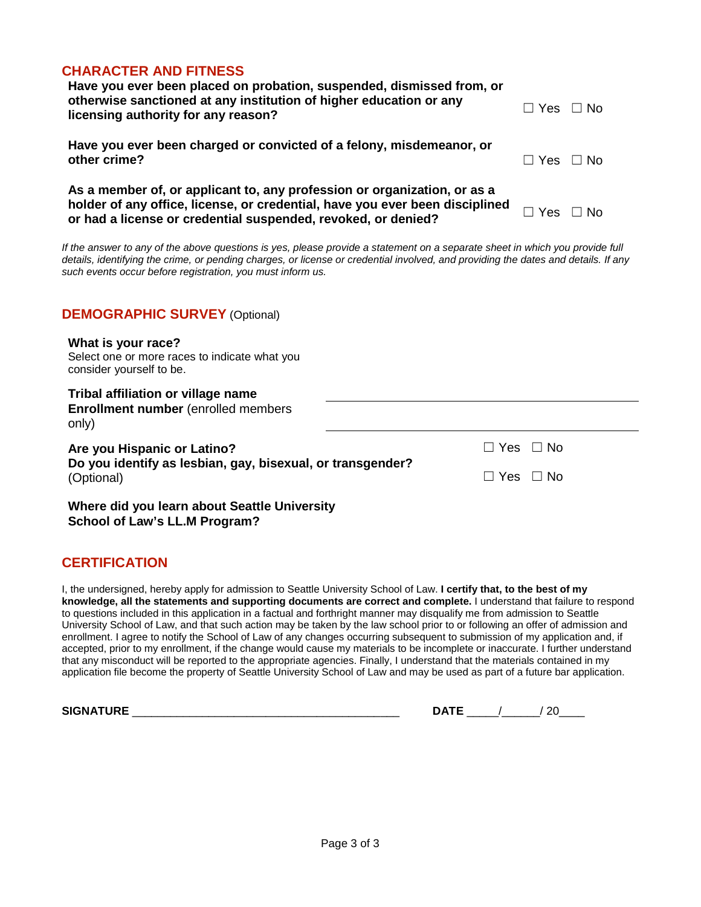## CHARACTER AND FITNESS

**Have you ever been placed on probation, suspended, dismissed from, or otherwise sanctioned at any institution of higher education or any licensing authority for any reason?** ☐ Yes ☐ No

**Have you ever been charged or convicted of a felony, misdemeanor, or other crime?** ☐ Yes ☐ No

**As a member of, or applicant to, any profession or organization, or as a holder of any office, license, or credential, have you ever been disciplined or had a license or credential suspended, revoked, or denied?** ☐ Yes ☐ No

*If the answer to any of the above questions is yes, please provide a statement on a separate sheet in which you provide full details, identifying the crime, or pending charges, or license or credential involved, and providing the dates and details. If any such events occur before registration, you must inform us.*

## DEMOGRAPHIC SURVEY (Optional)

**What is your race?**
Select one or more races to indicate what you consider yourself to be.

**Tribal affiliation or village name** ______________________________

**Enrollment number** (enrolled members only) ______________________________

**Are you Hispanic or Latino?** ☐ Yes ☐ No

**Do you identify as lesbian, gay, bisexual, or transgender?** (Optional) ☐ Yes ☐ No

**Where did you learn about Seattle University School of Law's LL.M Program?**

## CERTIFICATION

I, the undersigned, hereby apply for admission to Seattle University School of Law. **I certify that, to the best of my knowledge, all the statements and supporting documents are correct and complete.** I understand that failure to respond to questions included in this application in a factual and forthright manner may disqualify me from admission to Seattle University School of Law, and that such action may be taken by the law school prior to or following an offer of admission and enrollment. I agree to notify the School of Law of any changes occurring subsequent to submission of my application and, if accepted, prior to my enrollment, if the change would cause my materials to be incomplete or inaccurate. I further understand that any misconduct will be reported to the appropriate agencies. Finally, I understand that the materials contained in my application file become the property of Seattle University School of Law and may be used as part of a future bar application.

**SIGNATURE** ________________________________________ **DATE** _____/______/ 20____